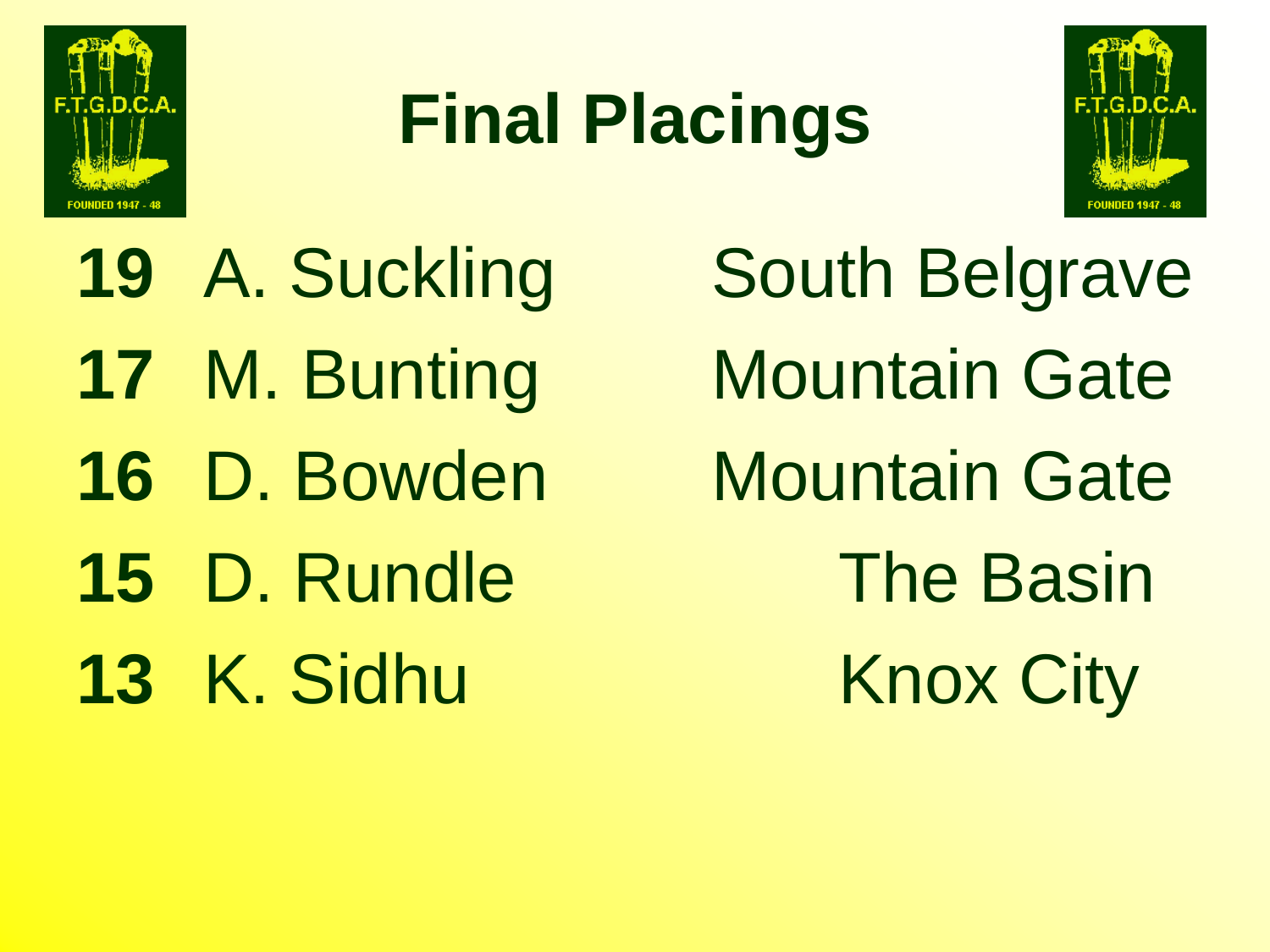# Final Placings

| | | |
|---|---|---|
| **19** | A. Suckling | South Belgrave |
| **17** | M. Bunting | Mountain Gate |
| **16** | D. Bowden | Mountain Gate |
| **15** | D. Rundle | The Basin |
| **13** | K. Sidhu | Knox City |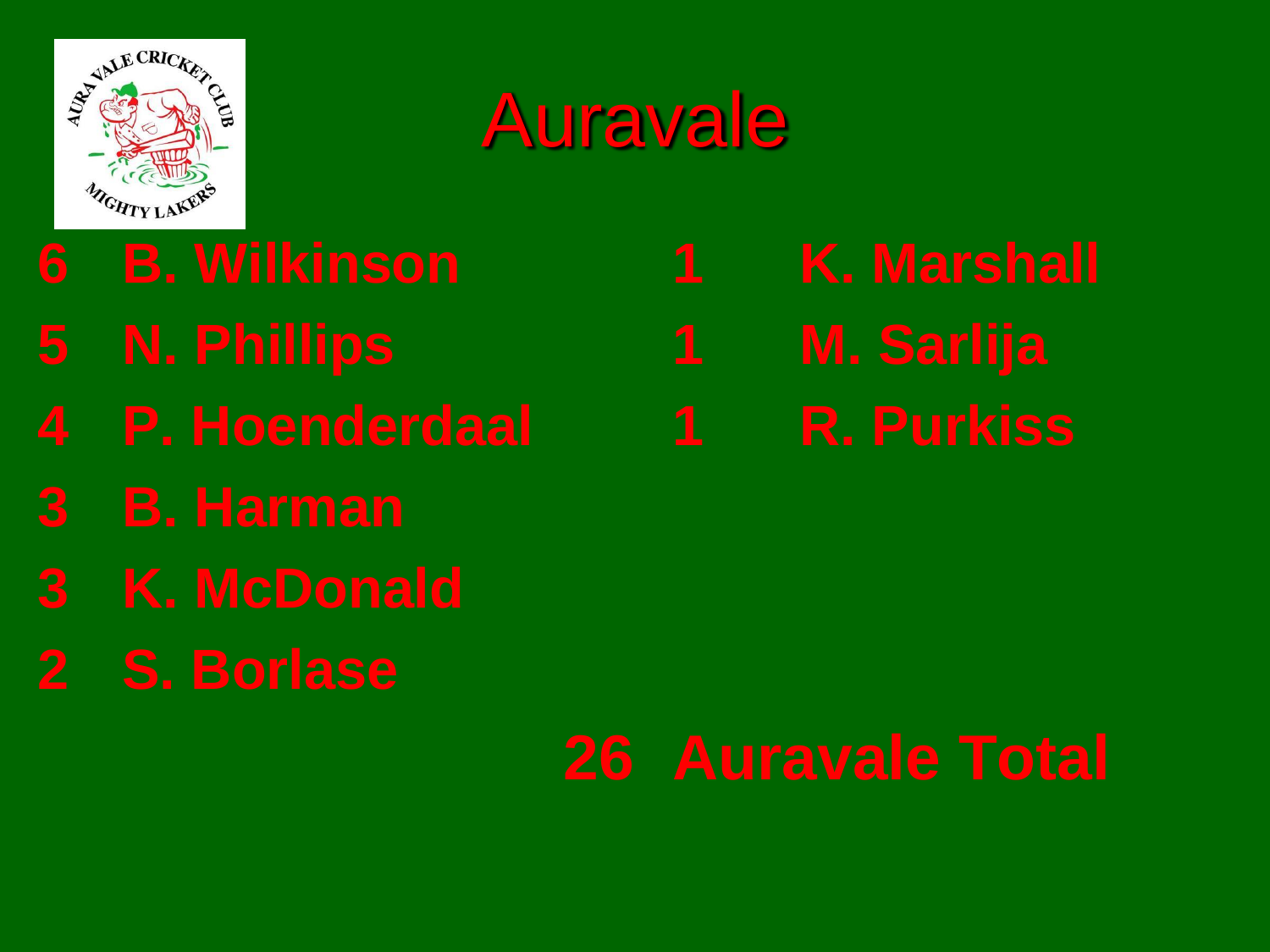# Auravale

- 6 B. Wilkinson
- 5 N. Phillips
- 4 P. Hoenderdaal
- 3 B. Harman
- 3 K. McDonald
- 2 S. Borlase
- 1 K. Marshall
- 1 M. Sarlija
- 1 R. Purkiss

**26 Auravale Total**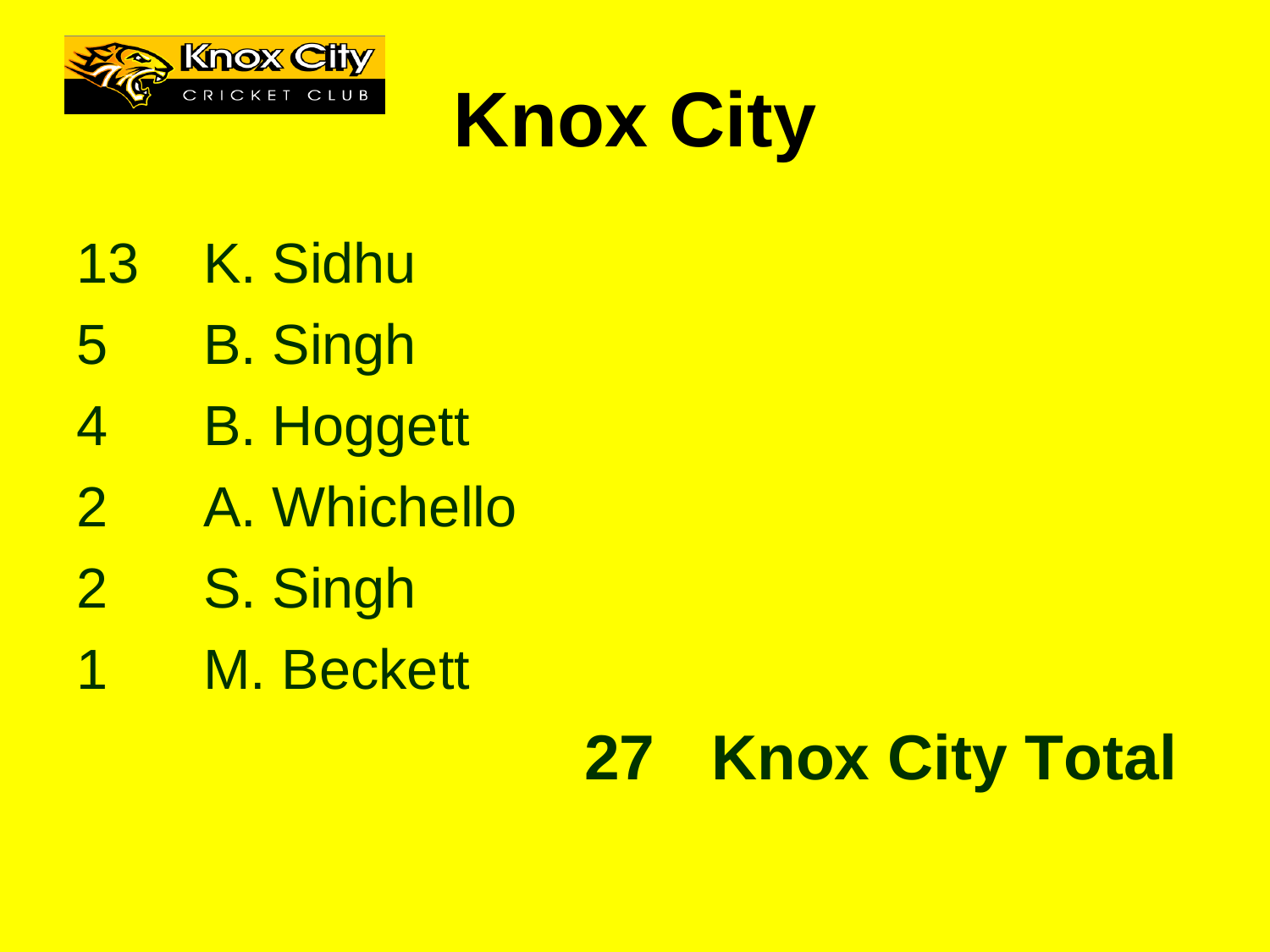# Knox City

| | |
|---|---|
| 13 | K. Sidhu |
| 5 | B. Singh |
| 4 | B. Hoggett |
| 2 | A. Whichello |
| 2 | S. Singh |
| 1 | M. Beckett |

**27 Knox City Total**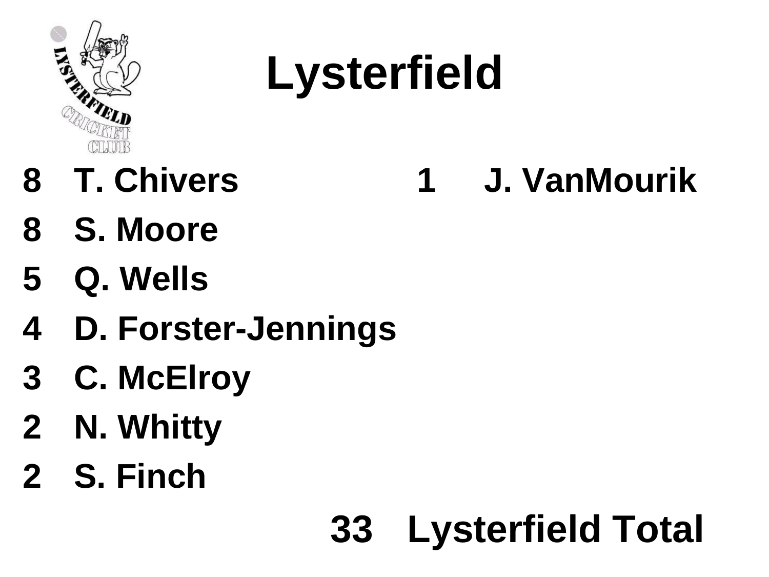# Lysterfield

8 T. Chivers
8 S. Moore
5 Q. Wells
4 D. Forster-Jennings
3 C. McElroy
2 N. Whitty
2 S. Finch
1 J. VanMourik

**33 Lysterfield Total**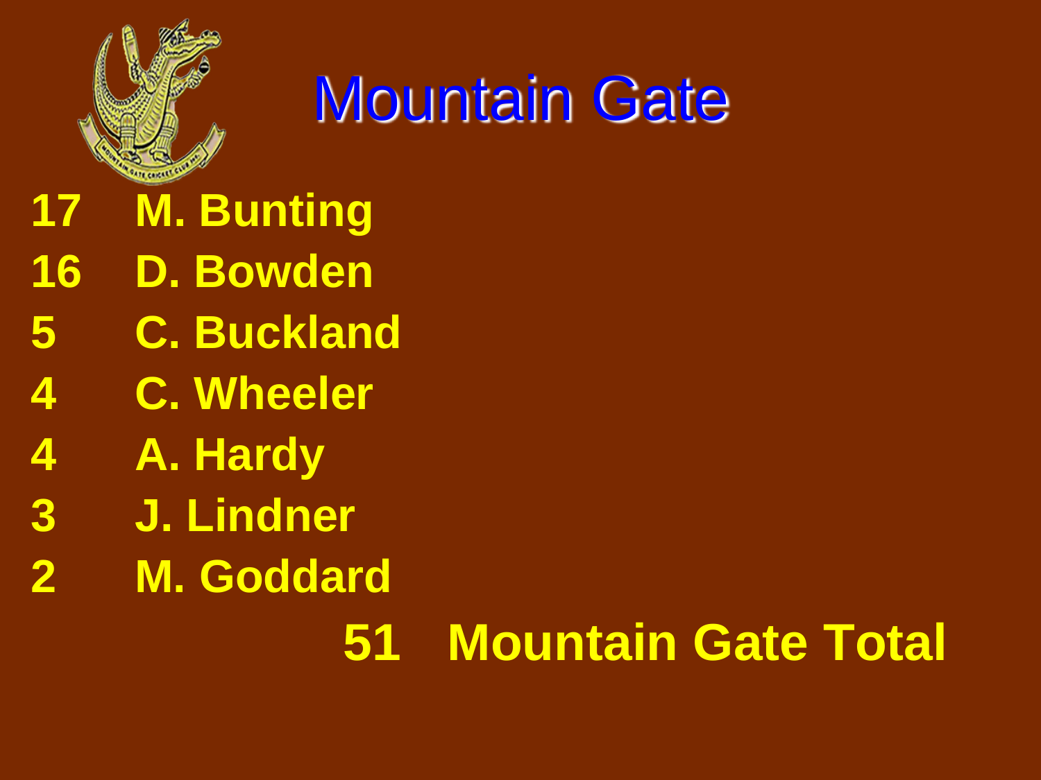# Mountain Gate

| | |
|---|---|
| 17 | M. Bunting |
| 16 | D. Bowden |
| 5 | C. Buckland |
| 4 | C. Wheeler |
| 4 | A. Hardy |
| 3 | J. Lindner |
| 2 | M. Goddard |

**51 Mountain Gate Total**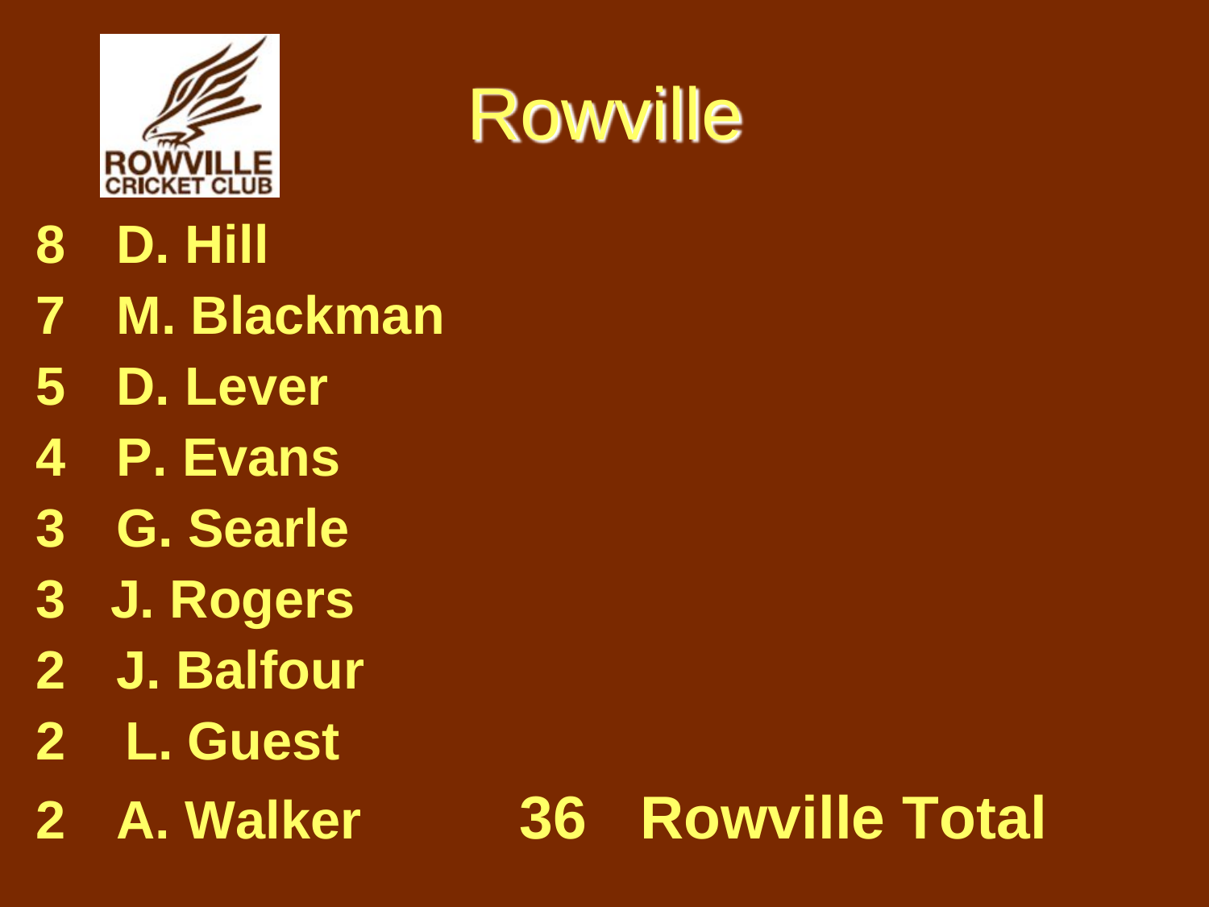# Rowville

8 D. Hill

7 M. Blackman

5 D. Lever

4 P. Evans

3 G. Searle

3 J. Rogers

2 J. Balfour

2 L. Guest

2 A. Walker

**36 Rowville Total**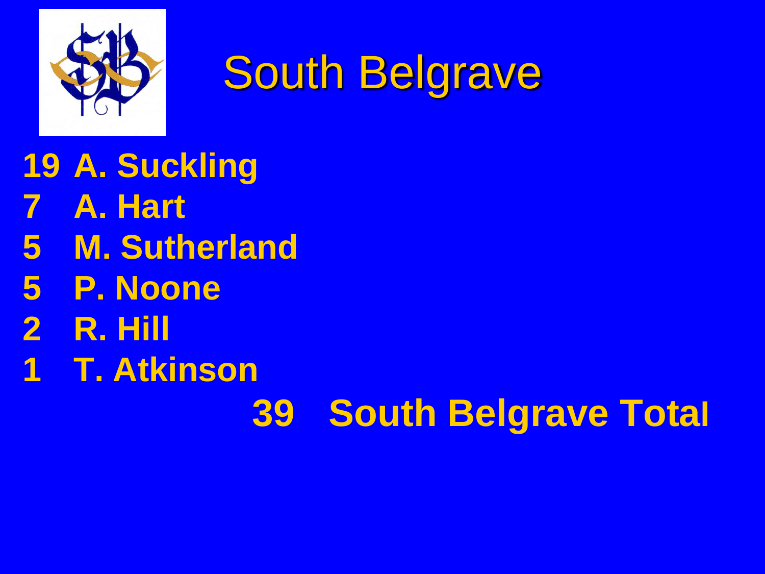# South Belgrave

19 A. Suckling
7 A. Hart
5 M. Sutherland
5 P. Noone
2 R. Hill
1 T. Atkinson

**39 South Belgrave Total**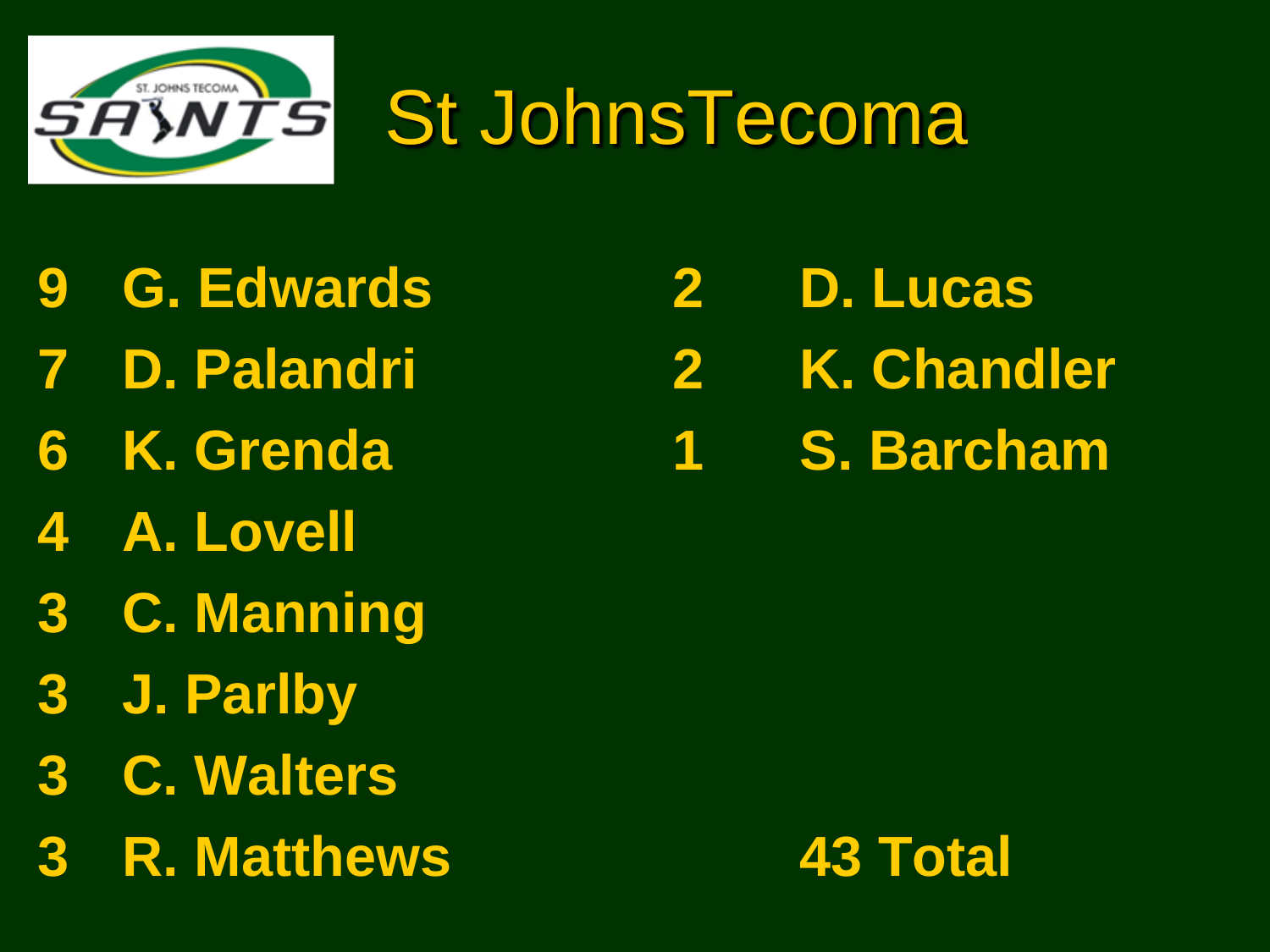# St JohnsTecoma

- 9 G. Edwards
- 7 D. Palandri
- 6 K. Grenda
- 4 A. Lovell
- 3 C. Manning
- 3 J. Parlby
- 3 C. Walters
- 3 R. Matthews
- 2 D. Lucas
- 2 K. Chandler
- 1 S. Barcham

43 Total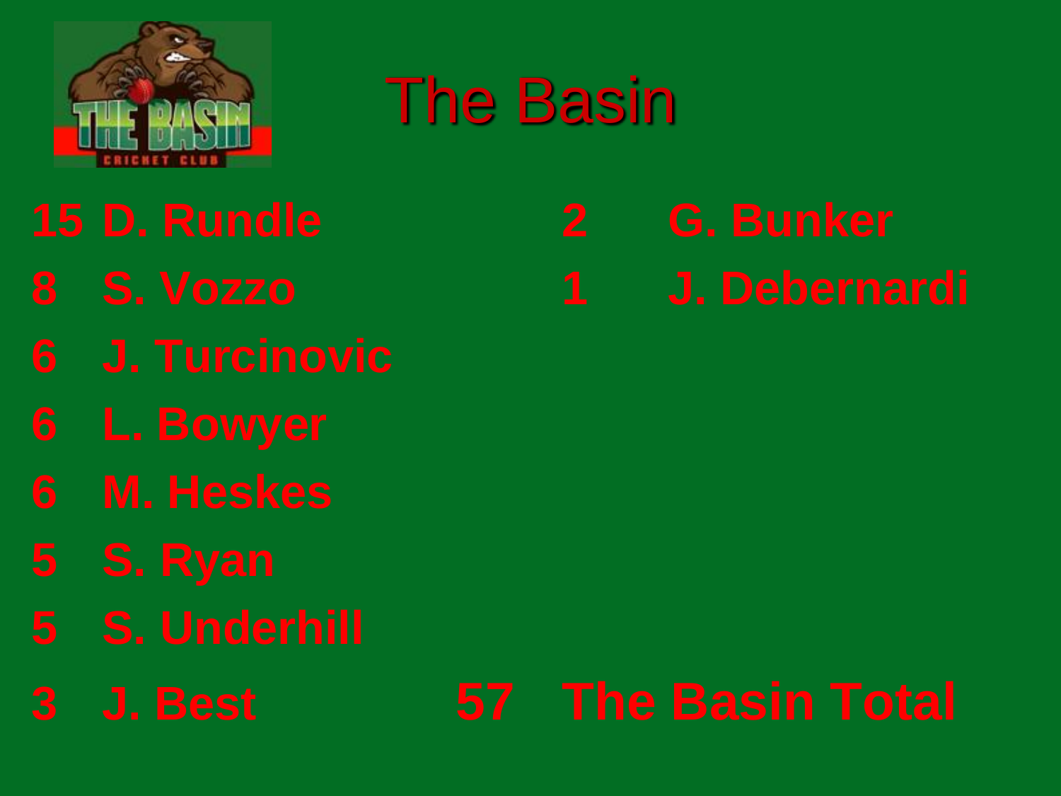# The Basin

| | |
|---|---|
| 15 | D. Rundle |
| 8 | S. Vozzo |
| 6 | J. Turcinovic |
| 6 | L. Bowyer |
| 6 | M. Heskes |
| 5 | S. Ryan |
| 5 | S. Underhill |
| 3 | J. Best |
| 2 | G. Bunker |
| 1 | J. Debernardi |

57 The Basin Total